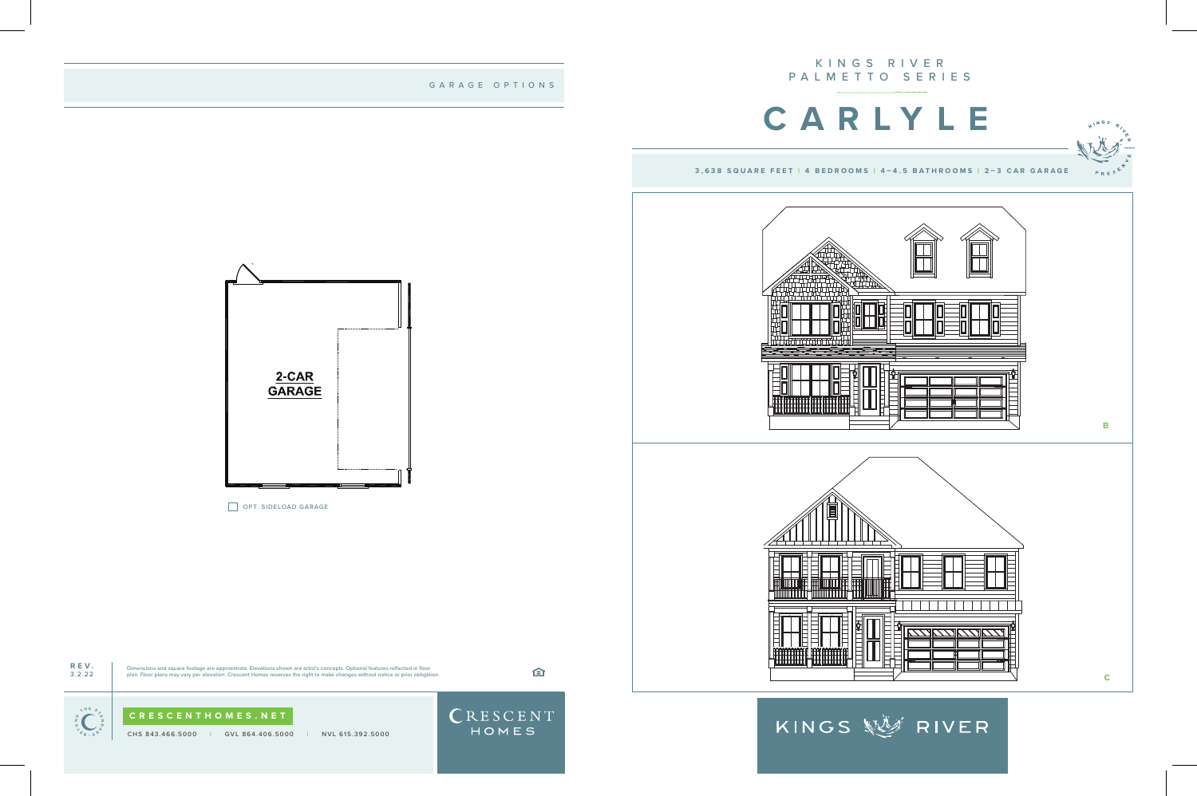## GARAGE OPTIONS

2-CAR GARAGE

☐ OPT. SIDELOAD GARAGE

KINGS RIVER
PALMETTO SERIES

# CARLYLE

**3,638 SQUARE FEET | 4 BEDROOMS | 4–4.5 BATHROOMS | 2–3 CAR GARAGE**

B

C

KINGS RIVER

**REV.**
**3.2.22**

Dimensions and square footage are approximate. Elevations shown are artist's concepts. Optional features reflected in floor plan. Floor plans may vary per elevation. Crescent Homes reserves the right to make changes without notice or prior obligation.

**CRESCENTHOMES.NET**

CHS 843.466.5000 | GVL 864.406.5000 | NVL 615.392.5000

CRESCENT HOMES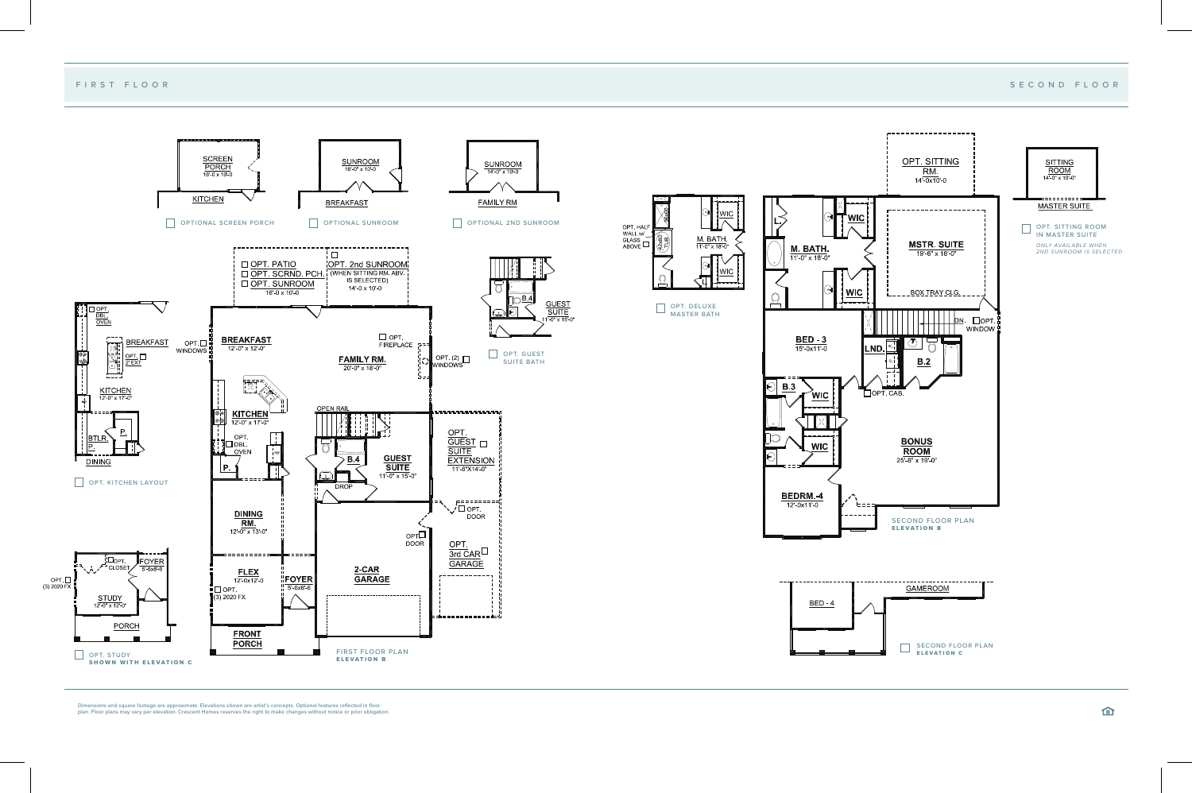## FIRST FLOOR

SCREEN PORCH 16'-0 x 10'-0

KITCHEN

OPTIONAL SCREEN PORCH

SUNROOM 18'-0" x 10'-0

BREAKFAST

OPTIONAL SUNROOM

SUNROOM 14'-0" x 10'-0

FAMILY RM

OPTIONAL 2ND SUNROOM

OPT. PATIO
OPT. SCRND. PCH.
OPT. SUNROOM
18'-0 x 10'-0

OPT. 2nd SUNROOM (WHEN SITTING RM. ABV. IS SELECTED) 14'-0 x 10'-0

OPT. DBL. OVEN

BREAKFAST

OPT. 2' EXT

KITCHEN 12'-8" x 17'-0"

BTLR.

P.

DINING

OPT. KITCHEN LAYOUT

OPT. WINDOWS

BREAKFAST 12'-0" x 12'-0"

OPT. FIREPLACE

FAMILY RM. 20'-0" x 18'-0"

OPT. (2) WINDOWS

KITCHEN 12'-0" x 17'-0"

OPT. DBL. OVEN

P.

OPEN RAIL

B.4

DROP

GUEST SUITE 11'-0" x 15'-0"

OPT. GUEST SUITE EXTENSION 11'-8"X14'-0"

OPT. DOOR

B.4

GUEST SUITE 11'-0" x 15'-0"

OPT. GUEST SUITE BATH

DINING RM. 12'-0" x 13'-0"

OPT. DOOR

OPT. 3rd CAR GARAGE

2-CAR GARAGE

FLEX 12'-0x12'-0

OPT. (3) 2020 FX

FOYER 5'-6x8'-6

FRONT PORCH

FIRST FLOOR PLAN **ELEVATION B**

OPT. CLOSET

FOYER 5'-6x8'-6

OPT. (3) 2020 FX

STUDY 12'-0" x 12'-0"

PORCH

OPT. STUDY **SHOWN WITH ELEVATION C**

## SECOND FLOOR

OPT. HALF WALL w/ GLASS ABOVE

WIC

M. BATH. 11'-0" x 18'-0"

WIC

OPT. DELUXE MASTER BATH

OPT. SITTING RM. 14'-0x10'-0

WIC

M. BATH. 11'-0" x 18'-0"

MSTR. SUITE 19'-6" x 16'-0"

WIC

BOX TRAY CLG.

DN.

OPT. WINDOW

BED - 3 15'-0x11'-0

LND.

B.2

B.3

WIC

OPT. CAB.

WIC

BONUS ROOM 25'-8" x 19'-0"

BEDRM.-4 12'-0x11'-0

SECOND FLOOR PLAN **ELEVATION B**

SITTING ROOM 14'-0" x 10'-0"

MASTER SUITE

OPT. SITTING ROOM IN MASTER SUITE

*ONLY AVAILABLE WHEN 2ND SUNROOM IS SELECTED*

BED - 4

GAMEROOM

SECOND FLOOR PLAN **ELEVATION C**

Dimensions and square footage are approximate. Elevations shown are artist's concepts. Optional features reflected in floor plan. Floor plans may vary per elevation. Crescent Homes reserves the right to make changes without notice or prior obligation.